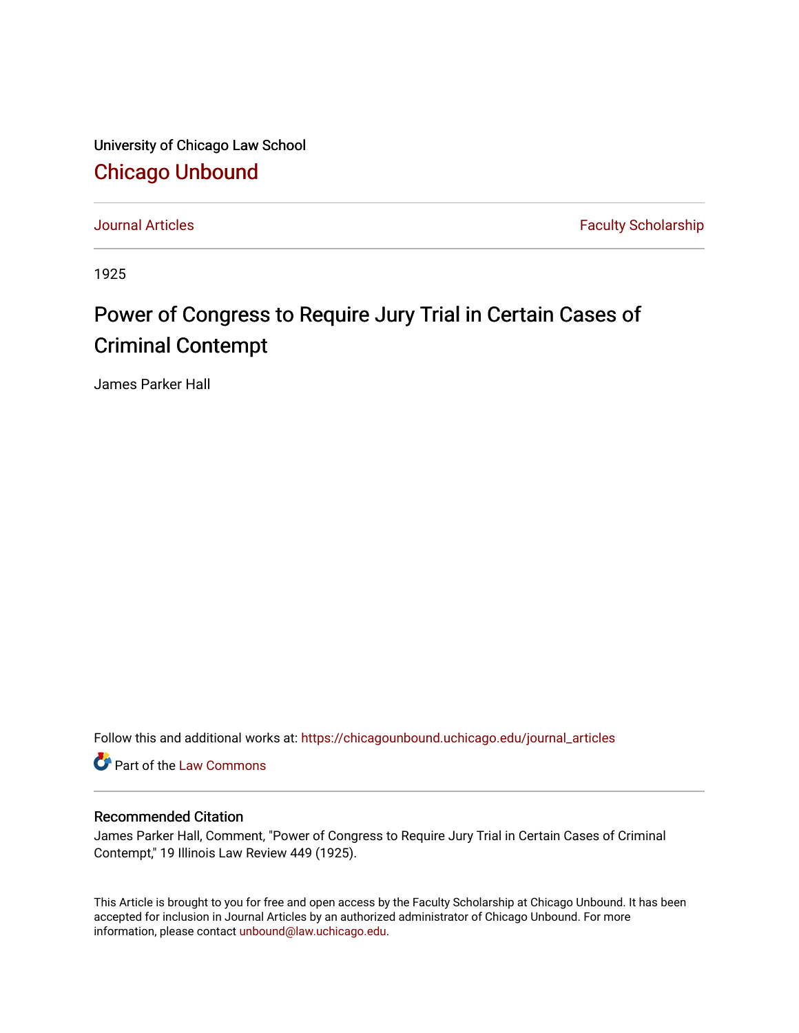University of Chicago Law School

Chicago Unbound

Journal Articles | Faculty Scholarship

1925

# Power of Congress to Require Jury Trial in Certain Cases of Criminal Contempt

James Parker Hall

Follow this and additional works at: https://chicagounbound.uchicago.edu/journal_articles

Part of the Law Commons

## Recommended Citation

James Parker Hall, Comment, "Power of Congress to Require Jury Trial in Certain Cases of Criminal Contempt," 19 Illinois Law Review 449 (1925).

This Article is brought to you for free and open access by the Faculty Scholarship at Chicago Unbound. It has been accepted for inclusion in Journal Articles by an authorized administrator of Chicago Unbound. For more information, please contact unbound@law.uchicago.edu.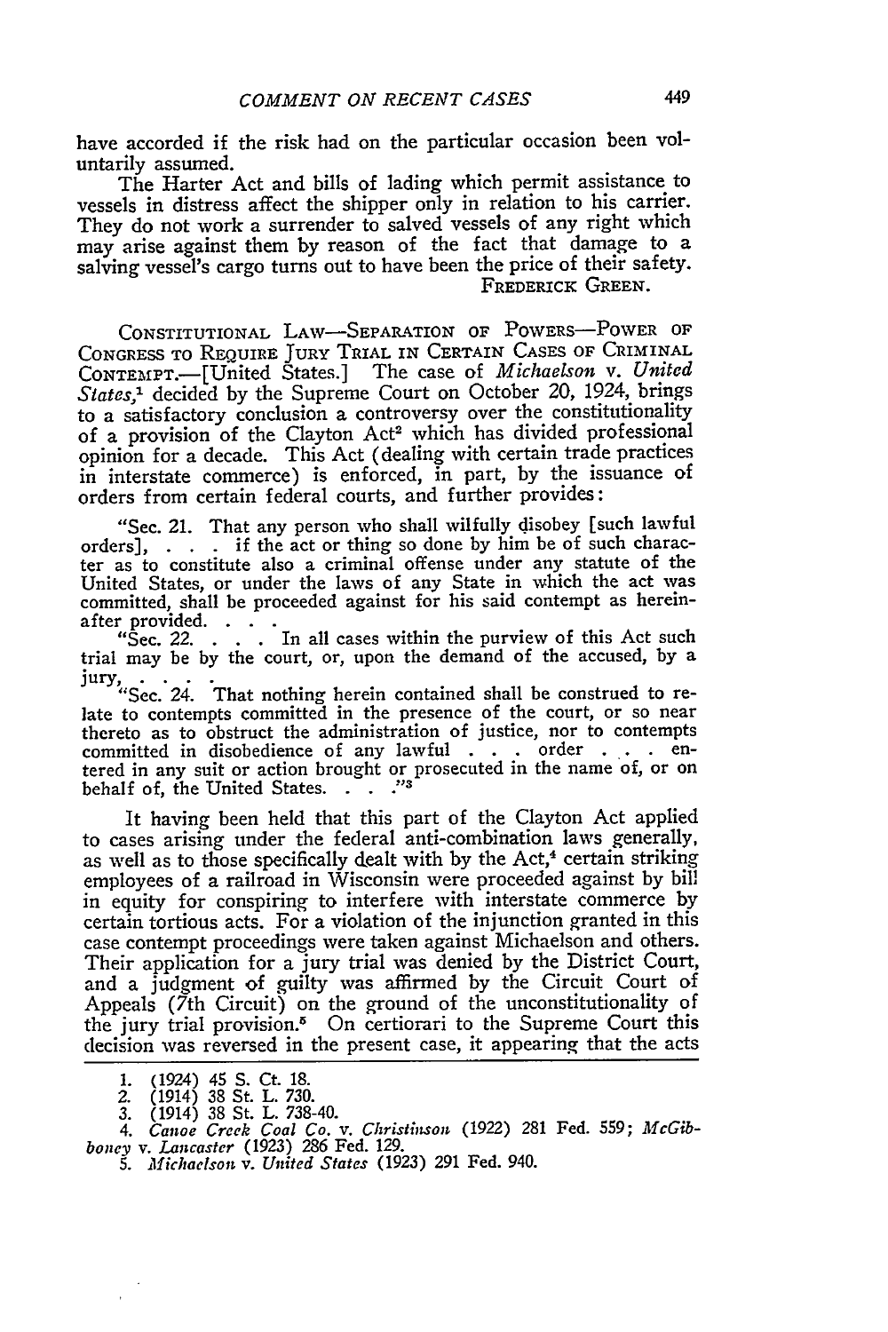have accorded if the risk had on the particular occasion been voluntarily assumed.

The Harter Act and bills of lading which permit assistance to vessels in distress affect the shipper only in relation to his carrier. They do not work a surrender to salved vessels of any right which may arise against them by reason of the fact that damage to a salving vessel's cargo turns out to have been the price of their safety.

FREDERICK GREEN.

CONSTITUTIONAL LAW—SEPARATION OF POWERS—POWER OF CONGRESS TO REQUIRE JURY TRIAL IN CERTAIN CASES OF CRIMINAL CONTEMPT.—[United States.] The case of *Michaelson* v. *United States*,[1] decided by the Supreme Court on October 20, 1924, brings to a satisfactory conclusion a controversy over the constitutionality of a provision of the Clayton Act[2] which has divided professional opinion for a decade. This Act (dealing with certain trade practices in interstate commerce) is enforced, in part, by the issuance of orders from certain federal courts, and further provides:

> "Sec. 21. That any person who shall wilfully disobey [such lawful orders], . . . if the act or thing so done by him be of such character as to constitute also a criminal offense under any statute of the United States, or under the laws of any State in which the act was committed, shall be proceeded against for his said contempt as hereinafter provided. . . .
>
> "Sec. 22. . . . In all cases within the purview of this Act such trial may be by the court, or, upon the demand of the accused, by a jury, . . . .
>
> "Sec. 24. That nothing herein contained shall be construed to relate to contempts committed in the presence of the court, or so near thereto as to obstruct the administration of justice, nor to contempts committed in disobedience of any lawful . . . order . . . entered in any suit or action brought or prosecuted in the name of, or on behalf of, the United States. . . ."[3]

It having been held that this part of the Clayton Act applied to cases arising under the federal anti-combination laws generally, as well as to those specifically dealt with by the Act,[4] certain striking employees of a railroad in Wisconsin were proceeded against by bill in equity for conspiring to interfere with interstate commerce by certain tortious acts. For a violation of the injunction granted in this case contempt proceedings were taken against Michaelson and others. Their application for a jury trial was denied by the District Court, and a judgment of guilty was affirmed by the Circuit Court of Appeals (7th Circuit) on the ground of the unconstitutionality of the jury trial provision.[5] On certiorari to the Supreme Court this decision was reversed in the present case, it appearing that the acts

1. (1924) 45 S. Ct. 18.
2. (1914) 38 St. L. 730.
3. (1914) 38 St. L. 738-40.
4. *Canoe Creek Coal Co.* v. *Christinson* (1922) 281 Fed. 559; *McGibboney* v. *Lancaster* (1923) 286 Fed. 129.
5. *Michaelson* v. *United States* (1923) 291 Fed. 940.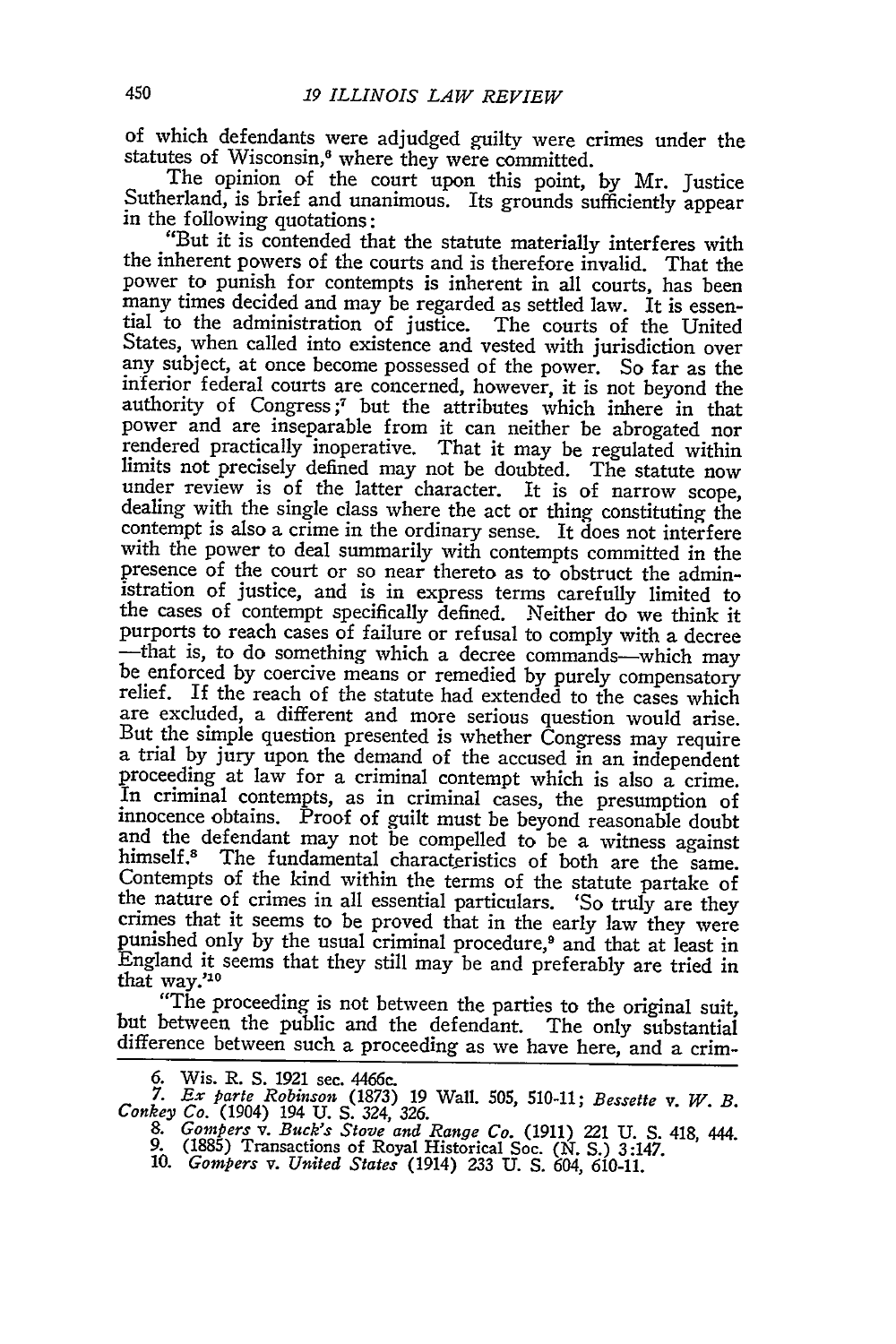of which defendants were adjudged guilty were crimes under the statutes of Wisconsin,[6] where they were committed.

The opinion of the court upon this point, by Mr. Justice Sutherland, is brief and unanimous. Its grounds sufficiently appear in the following quotations:

"But it is contended that the statute materially interferes with the inherent powers of the courts and is therefore invalid. That the power to punish for contempts is inherent in all courts, has been many times decided and may be regarded as settled law. It is essential to the administration of justice. The courts of the United States, when called into existence and vested with jurisdiction over any subject, at once become possessed of the power. So far as the inferior federal courts are concerned, however, it is not beyond the authority of Congress;[7] but the attributes which inhere in that power and are inseparable from it can neither be abrogated nor rendered practically inoperative. That it may be regulated within limits not precisely defined may not be doubted. The statute now under review is of the latter character. It is of narrow scope, dealing with the single class where the act or thing constituting the contempt is also a crime in the ordinary sense. It does not interfere with the power to deal summarily with contempts committed in the presence of the court or so near thereto as to obstruct the administration of justice, and is in express terms carefully limited to the cases of contempt specifically defined. Neither do we think it purports to reach cases of failure or refusal to comply with a decree —that is, to do something which a decree commands—which may be enforced by coercive means or remedied by purely compensatory relief. If the reach of the statute had extended to the cases which are excluded, a different and more serious question would arise. But the simple question presented is whether Congress may require a trial by jury upon the demand of the accused in an independent proceeding at law for a criminal contempt which is also a crime. In criminal contempts, as in criminal cases, the presumption of innocence obtains. Proof of guilt must be beyond reasonable doubt and the defendant may not be compelled to be a witness against himself.[8] The fundamental characteristics of both are the same. Contempts of the kind within the terms of the statute partake of the nature of crimes in all essential particulars. 'So truly are they crimes that it seems to be proved that in the early law they were punished only by the usual criminal procedure,[9] and that at least in England it seems that they still may be and preferably are tried in that way.'[10]

"The proceeding is not between the parties to the original suit, but between the public and the defendant. The only substantial difference between such a proceeding as we have here, and a crim-

6. Wis. R. S. 1921 sec. 4466c.

7. *Ex parte Robinson* (1873) 19 Wall. 505, 510-11; *Bessette* v. *W. B. Conkey Co.* (1904) 194 U. S. 324, 326.

8. *Gompers* v. *Buck's Stove and Range Co.* (1911) 221 U. S. 418, 444.

9. (1885) Transactions of Royal Historical Soc. (N. S.) 3:147.

10. *Gompers* v. *United States* (1914) 233 U. S. 604, 610-11.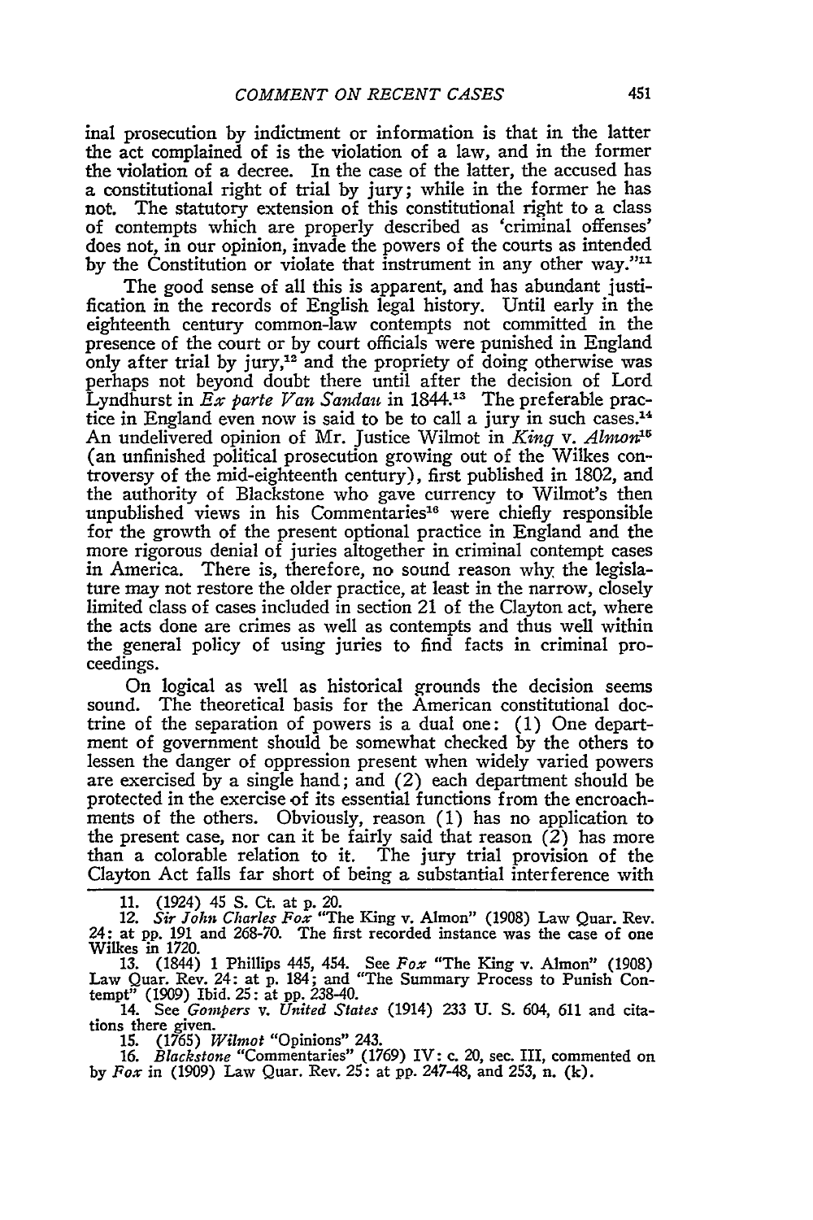inal prosecution by indictment or information is that in the latter the act complained of is the violation of a law, and in the former the violation of a decree. In the case of the latter, the accused has a constitutional right of trial by jury; while in the former he has not. The statutory extension of this constitutional right to a class of contempts which are properly described as 'criminal offenses' does not, in our opinion, invade the powers of the courts as intended by the Constitution or violate that instrument in any other way."[11]

The good sense of all this is apparent, and has abundant justification in the records of English legal history. Until early in the eighteenth century common-law contempts not committed in the presence of the court or by court officials were punished in England only after trial by jury,[12] and the propriety of doing otherwise was perhaps not beyond doubt there until after the decision of Lord Lyndhurst in *Ex parte Van Sandau* in 1844.[13] The preferable practice in England even now is said to be to call a jury in such cases.[14] An undelivered opinion of Mr. Justice Wilmot in *King* v. *Almon*[15] (an unfinished political prosecution growing out of the Wilkes controversy of the mid-eighteenth century), first published in 1802, and the authority of Blackstone who gave currency to Wilmot's then unpublished views in his Commentaries[16] were chiefly responsible for the growth of the present optional practice in England and the more rigorous denial of juries altogether in criminal contempt cases in America. There is, therefore, no sound reason why the legislature may not restore the older practice, at least in the narrow, closely limited class of cases included in section 21 of the Clayton act, where the acts done are crimes as well as contempts and thus well within the general policy of using juries to find facts in criminal proceedings.

On logical as well as historical grounds the decision seems sound. The theoretical basis for the American constitutional doctrine of the separation of powers is a dual one: (1) One department of government should be somewhat checked by the others to lessen the danger of oppression present when widely varied powers are exercised by a single hand; and (2) each department should be protected in the exercise of its essential functions from the encroachments of the others. Obviously, reason (1) has no application to the present case, nor can it be fairly said that reason (2) has more than a colorable relation to it. The jury trial provision of the Clayton Act falls far short of being a substantial interference with

---

11. (1924) 45 S. Ct. at p. 20.

12. *Sir John Charles Fox* "The King v. Almon" (1908) Law Quar. Rev. 24: at pp. 191 and 268-70. The first recorded instance was the case of one Wilkes in 1720.

13. (1844) 1 Phillips 445, 454. See *Fox* "The King v. Almon" (1908) Law Quar. Rev. 24: at p. 184; and "The Summary Process to Punish Contempt" (1909) Ibid. 25: at pp. 238-40.

14. See *Gompers* v. *United States* (1914) 233 U. S. 604, 611 and citations there given.

15. (1765) *Wilmot* "Opinions" 243.

16. *Blackstone* "Commentaries" (1769) IV: c. 20, sec. III, commented on by *Fox* in (1909) Law Quar. Rev. 25: at pp. 247-48, and 253, n. (k).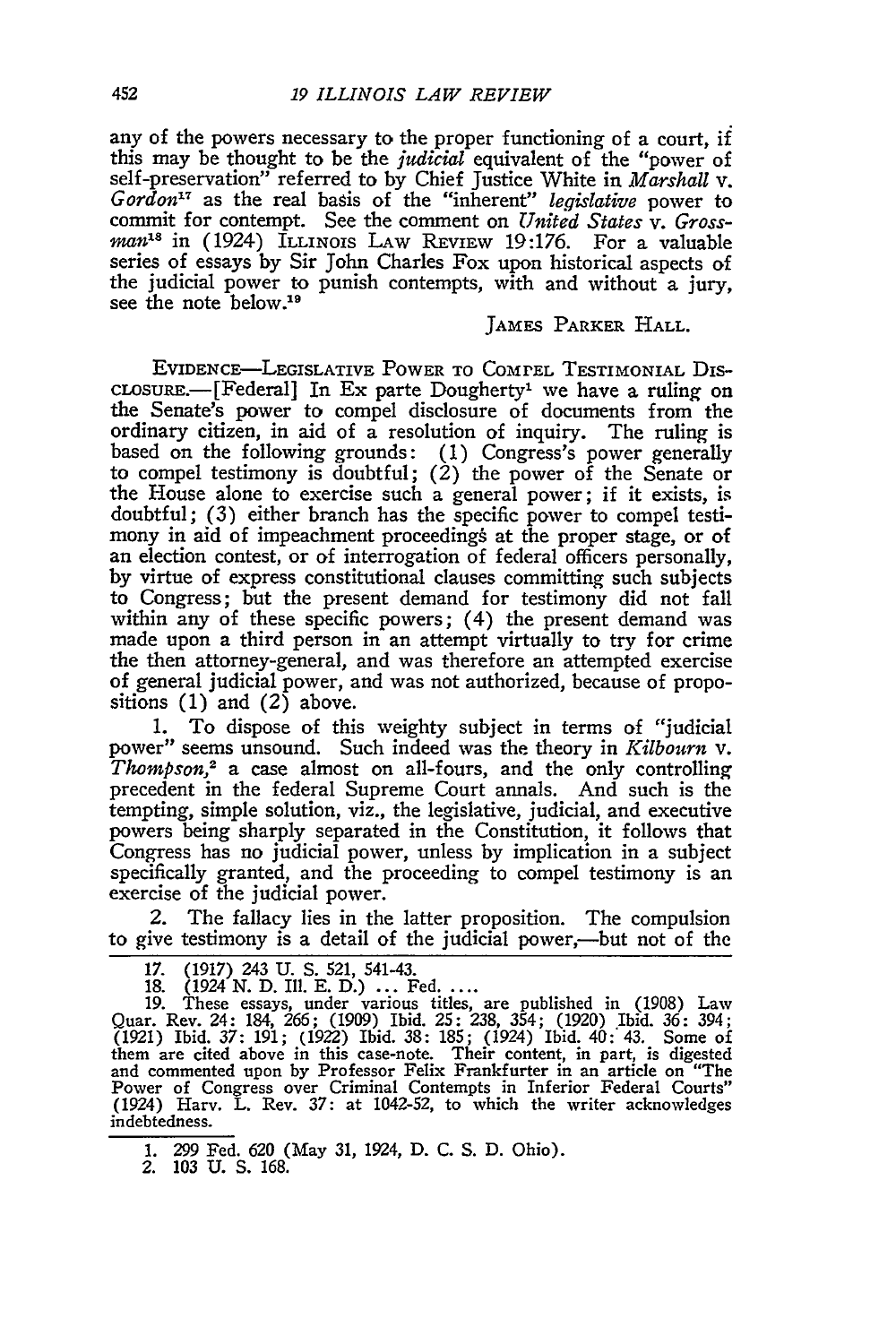any of the powers necessary to the proper functioning of a court, if this may be thought to be the *judicial* equivalent of the "power of self-preservation" referred to by Chief Justice White in *Marshall* v. *Gordon*[17] as the real basis of the "inherent" *legislative* power to commit for contempt. See the comment on *United States* v. *Grossman*[18] in (1924) ILLINOIS LAW REVIEW 19:176. For a valuable series of essays by Sir John Charles Fox upon historical aspects of the judicial power to punish contempts, with and without a jury, see the note below.[19]

JAMES PARKER HALL.

EVIDENCE—LEGISLATIVE POWER TO COMPEL TESTIMONIAL DISCLOSURE.—[Federal] In Ex parte Dougherty[1] we have a ruling on the Senate's power to compel disclosure of documents from the ordinary citizen, in aid of a resolution of inquiry. The ruling is based on the following grounds: (1) Congress's power generally to compel testimony is doubtful; (2) the power of the Senate or the House alone to exercise such a general power; if it exists, is doubtful; (3) either branch has the specific power to compel testimony in aid of impeachment proceedings at the proper stage, or of an election contest, or of interrogation of federal officers personally, by virtue of express constitutional clauses committing such subjects to Congress; but the present demand for testimony did not fall within any of these specific powers; (4) the present demand was made upon a third person in an attempt virtually to try for crime the then attorney-general, and was therefore an attempted exercise of general judicial power, and was not authorized, because of propositions (1) and (2) above.

1. To dispose of this weighty subject in terms of "judicial power" seems unsound. Such indeed was the theory in *Kilbourn* v. *Thompson*,[2] a case almost on all-fours, and the only controlling precedent in the federal Supreme Court annals. And such is the tempting, simple solution, viz., the legislative, judicial, and executive powers being sharply separated in the Constitution, it follows that Congress has no judicial power, unless by implication in a subject specifically granted, and the proceeding to compel testimony is an exercise of the judicial power.

2. The fallacy lies in the latter proposition. The compulsion to give testimony is a detail of the judicial power,—but not of the

---

17. (1917) 243 U. S. 521, 541-43.

18. (1924 N. D. Ill. E. D.) ... Fed. ....

19. These essays, under various titles, are published in (1908) Law Quar. Rev. 24: 184, 266; (1909) Ibid. 25: 238, 354; (1920) Ibid. 36: 394; (1921) Ibid. 37: 191; (1922) Ibid. 38: 185; (1924) Ibid. 40: 43. Some of them are cited above in this case-note. Their content, in part, is digested and commented upon by Professor Felix Frankfurter in an article on "The Power of Congress over Criminal Contempts in Inferior Federal Courts" (1924) Harv. L. Rev. 37: at 1042-52, to which the writer acknowledges indebtedness.

---

1. 299 Fed. 620 (May 31, 1924, D. C. S. D. Ohio).

2. 103 U. S. 168.